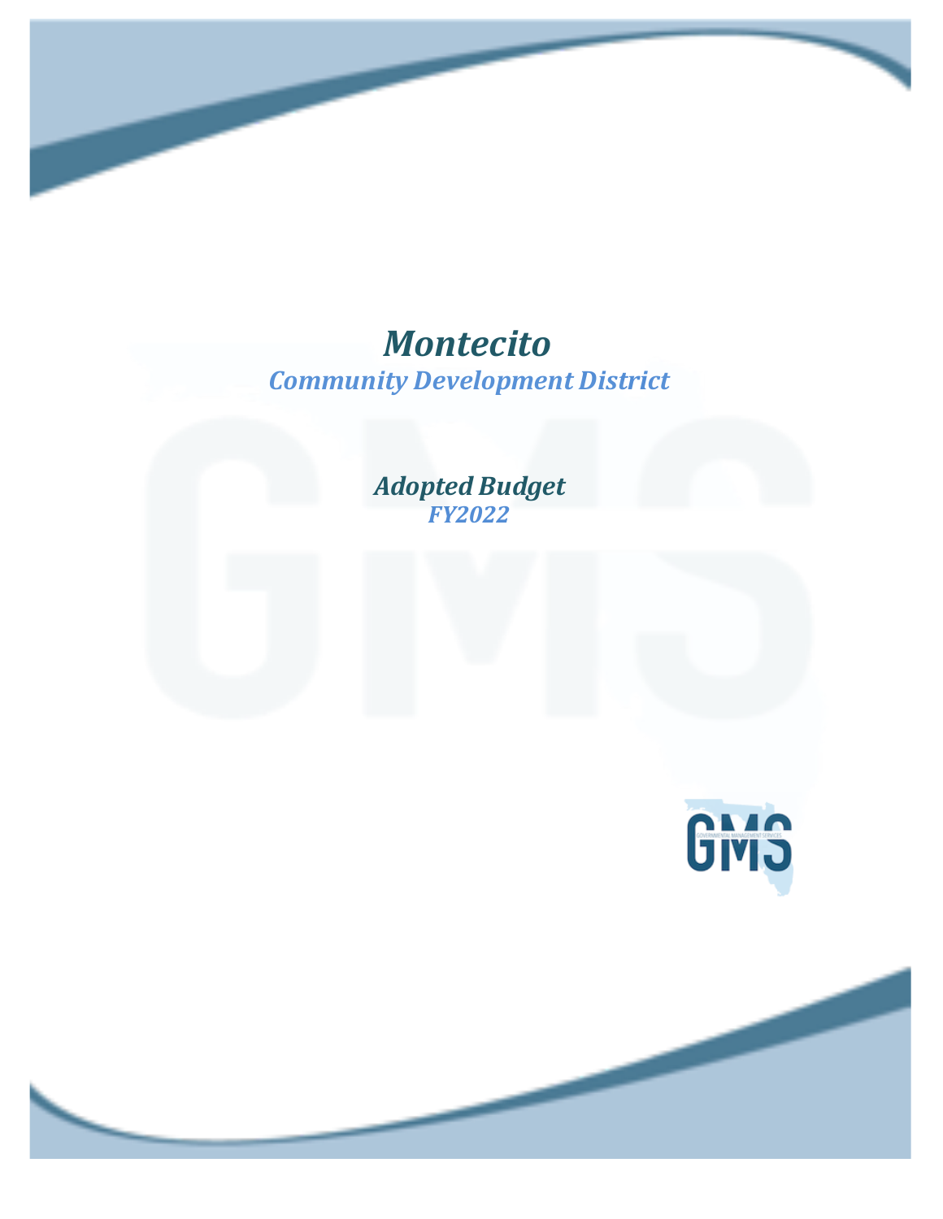# *Montecito*

## *Community Development District*

### *Adopted Budget*

### *FY2022*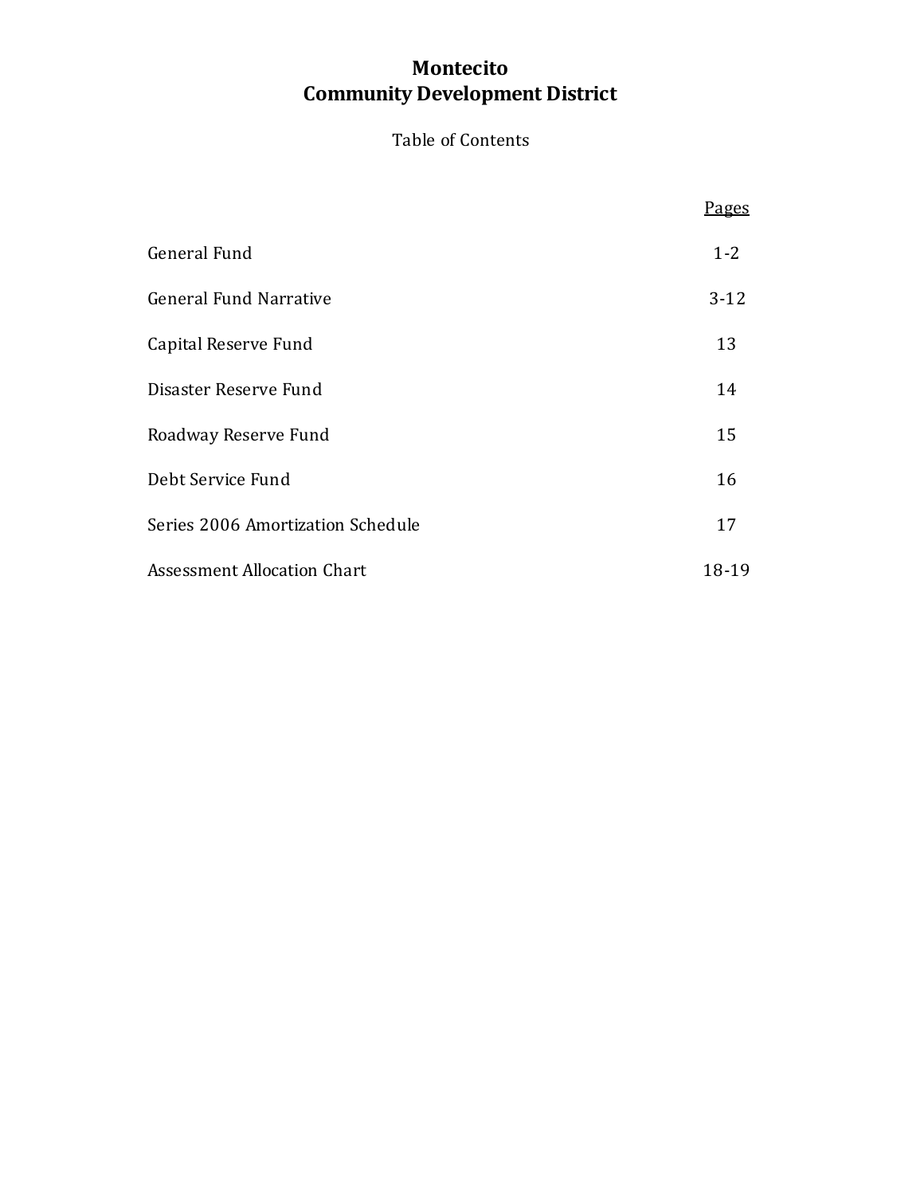# Montecito
# Community Development District

Table of Contents

| | Pages |
|---|---|
| General Fund | 1-2 |
| General Fund Narrative | 3-12 |
| Capital Reserve Fund | 13 |
| Disaster Reserve Fund | 14 |
| Roadway Reserve Fund | 15 |
| Debt Service Fund | 16 |
| Series 2006 Amortization Schedule | 17 |
| Assessment Allocation Chart | 18-19 |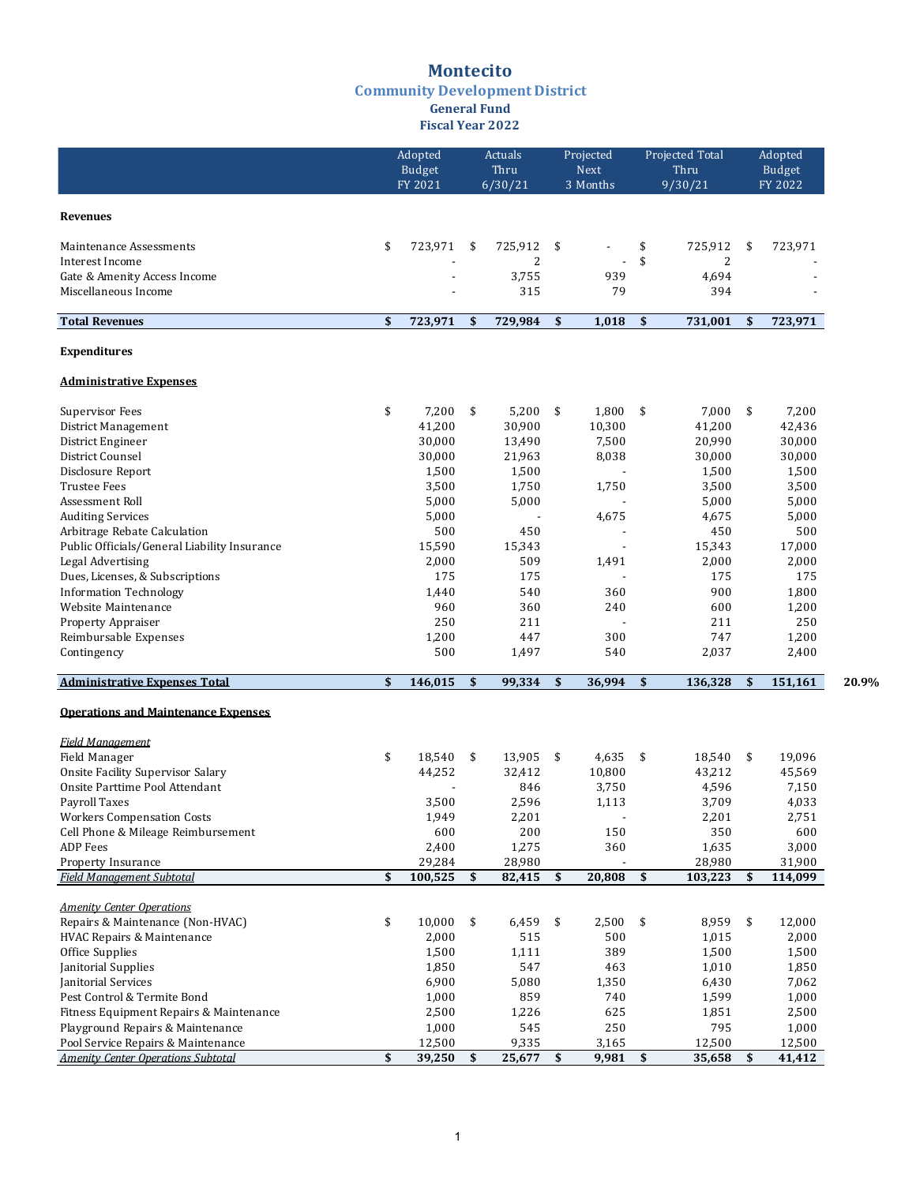# Montecito

## Community Development District

### General Fund

### Fiscal Year 2022

| | Adopted Budget FY 2021 | Actuals Thru 6/30/21 | Projected Next 3 Months | Projected Total Thru 9/30/21 | Adopted Budget FY 2022 | |
|---|---|---|---|---|---|---|
| **Revenues** | | | | | | |
| Maintenance Assessments | $ 723,971 | $ 725,912 | $ - | $ 725,912 | $ 723,971 | |
| Interest Income | - | 2 | - | $ 2 | - | |
| Gate & Amenity Access Income | - | 3,755 | 939 | 4,694 | - | |
| Miscellaneous Income | - | 315 | 79 | 394 | - | |
| **Total Revenues** | **$ 723,971** | **$ 729,984** | **$ 1,018** | **$ 731,001** | **$ 723,971** | |
| **Expenditures** | | | | | | |
| **Administrative Expenses** | | | | | | |
| Supervisor Fees | $ 7,200 | $ 5,200 | $ 1,800 | $ 7,000 | $ 7,200 | |
| District Management | 41,200 | 30,900 | 10,300 | 41,200 | 42,436 | |
| District Engineer | 30,000 | 13,490 | 7,500 | 20,990 | 30,000 | |
| District Counsel | 30,000 | 21,963 | 8,038 | 30,000 | 30,000 | |
| Disclosure Report | 1,500 | 1,500 | - | 1,500 | 1,500 | |
| Trustee Fees | 3,500 | 1,750 | 1,750 | 3,500 | 3,500 | |
| Assessment Roll | 5,000 | 5,000 | - | 5,000 | 5,000 | |
| Auditing Services | 5,000 | - | 4,675 | 4,675 | 5,000 | |
| Arbitrage Rebate Calculation | 500 | 450 | - | 450 | 500 | |
| Public Officials/General Liability Insurance | 15,590 | 15,343 | - | 15,343 | 17,000 | |
| Legal Advertising | 2,000 | 509 | 1,491 | 2,000 | 2,000 | |
| Dues, Licenses, & Subscriptions | 175 | 175 | - | 175 | 175 | |
| Information Technology | 1,440 | 540 | 360 | 900 | 1,800 | |
| Website Maintenance | 960 | 360 | 240 | 600 | 1,200 | |
| Property Appraiser | 250 | 211 | - | 211 | 250 | |
| Reimbursable Expenses | 1,200 | 447 | 300 | 747 | 1,200 | |
| Contingency | 500 | 1,497 | 540 | 2,037 | 2,400 | |
| **Administrative Expenses Total** | **$ 146,015** | **$ 99,334** | **$ 36,994** | **$ 136,328** | **$ 151,161** | **20.9%** |
| **Operations and Maintenance Expenses** | | | | | | |
| *Field Management* | | | | | | |
| Field Manager | $ 18,540 | $ 13,905 | $ 4,635 | $ 18,540 | $ 19,096 | |
| Onsite Facility Supervisor Salary | 44,252 | 32,412 | 10,800 | 43,212 | 45,569 | |
| Onsite Parttime Pool Attendant | - | 846 | 3,750 | 4,596 | 7,150 | |
| Payroll Taxes | 3,500 | 2,596 | 1,113 | 3,709 | 4,033 | |
| Workers Compensation Costs | 1,949 | 2,201 | - | 2,201 | 2,751 | |
| Cell Phone & Mileage Reimbursement | 600 | 200 | 150 | 350 | 600 | |
| ADP Fees | 2,400 | 1,275 | 360 | 1,635 | 3,000 | |
| Property Insurance | 29,284 | 28,980 | - | 28,980 | 31,900 | |
| *Field Management Subtotal* | **$ 100,525** | **$ 82,415** | **$ 20,808** | **$ 103,223** | **$ 114,099** | |
| *Amenity Center Operations* | | | | | | |
| Repairs & Maintenance (Non-HVAC) | $ 10,000 | $ 6,459 | $ 2,500 | $ 8,959 | $ 12,000 | |
| HVAC Repairs & Maintenance | 2,000 | 515 | 500 | 1,015 | 2,000 | |
| Office Supplies | 1,500 | 1,111 | 389 | 1,500 | 1,500 | |
| Janitorial Supplies | 1,850 | 547 | 463 | 1,010 | 1,850 | |
| Janitorial Services | 6,900 | 5,080 | 1,350 | 6,430 | 7,062 | |
| Pest Control & Termite Bond | 1,000 | 859 | 740 | 1,599 | 1,000 | |
| Fitness Equipment Repairs & Maintenance | 2,500 | 1,226 | 625 | 1,851 | 2,500 | |
| Playground Repairs & Maintenance | 1,000 | 545 | 250 | 795 | 1,000 | |
| Pool Service Repairs & Maintenance | 12,500 | 9,335 | 3,165 | 12,500 | 12,500 | |
| *Amenity Center Operations Subtotal* | **$ 39,250** | **$ 25,677** | **$ 9,981** | **$ 35,658** | **$ 41,412** | |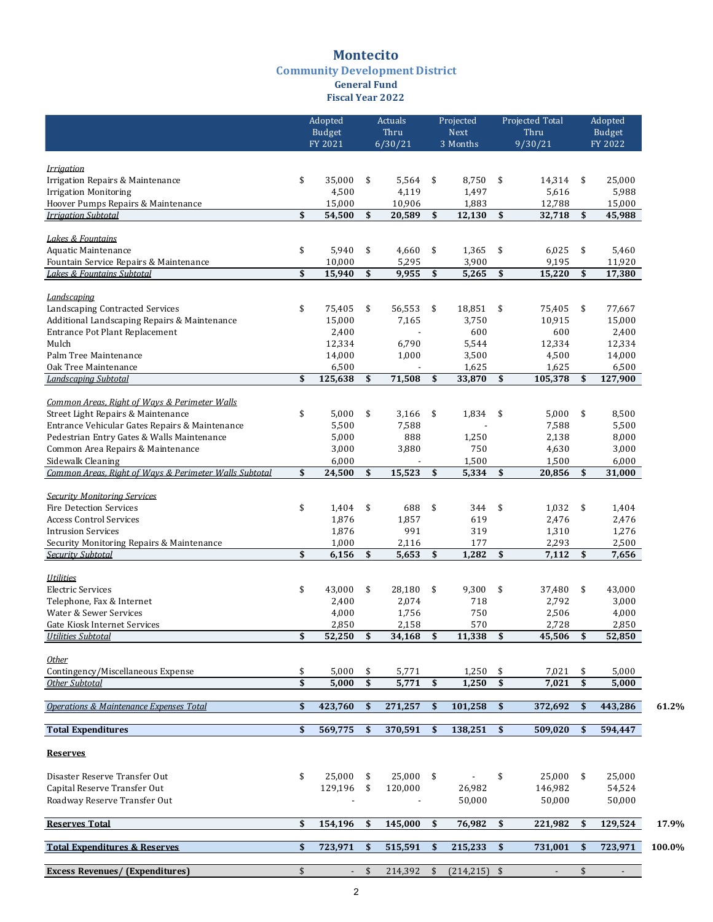# Montecito

## Community Development District

### General Fund

### Fiscal Year 2022

| | Adopted Budget FY 2021 | Actuals Thru 6/30/21 | Projected Next 3 Months | Projected Total Thru 9/30/21 | Adopted Budget FY 2022 | |
|---|---|---|---|---|---|---|
| ***Irrigation*** | | | | | | |
| Irrigation Repairs & Maintenance | $ 35,000 | $ 5,564 | $ 8,750 | $ 14,314 | $ 25,000 | |
| Irrigation Monitoring | 4,500 | 4,119 | 1,497 | 5,616 | 5,988 | |
| Hoover Pumps Repairs & Maintenance | 15,000 | 10,906 | 1,883 | 12,788 | 15,000 | |
| ***Irrigation Subtotal*** | **$ 54,500** | **$ 20,589** | **$ 12,130** | **$ 32,718** | **$ 45,988** | |
| ***Lakes & Fountains*** | | | | | | |
| Aquatic Maintenance | $ 5,940 | $ 4,660 | $ 1,365 | $ 6,025 | $ 5,460 | |
| Fountain Service Repairs & Maintenance | 10,000 | 5,295 | 3,900 | 9,195 | 11,920 | |
| ***Lakes & Fountains Subtotal*** | **$ 15,940** | **$ 9,955** | **$ 5,265** | **$ 15,220** | **$ 17,380** | |
| ***Landscaping*** | | | | | | |
| Landscaping Contracted Services | $ 75,405 | $ 56,553 | $ 18,851 | $ 75,405 | $ 77,667 | |
| Additional Landscaping Repairs & Maintenance | 15,000 | 7,165 | 3,750 | 10,915 | 15,000 | |
| Entrance Pot Plant Replacement | 2,400 | - | 600 | 600 | 2,400 | |
| Mulch | 12,334 | 6,790 | 5,544 | 12,334 | 12,334 | |
| Palm Tree Maintenance | 14,000 | 1,000 | 3,500 | 4,500 | 14,000 | |
| Oak Tree Maintenance | 6,500 | - | 1,625 | 1,625 | 6,500 | |
| ***Landscaping Subtotal*** | **$ 125,638** | **$ 71,508** | **$ 33,870** | **$ 105,378** | **$ 127,900** | |
| ***Common Areas, Right of Ways & Perimeter Walls*** | | | | | | |
| Street Light Repairs & Maintenance | $ 5,000 | $ 3,166 | $ 1,834 | $ 5,000 | $ 8,500 | |
| Entrance Vehicular Gates Repairs & Maintenance | 5,500 | 7,588 | - | 7,588 | 5,500 | |
| Pedestrian Entry Gates & Walls Maintenance | 5,000 | 888 | 1,250 | 2,138 | 8,000 | |
| Common Area Repairs & Maintenance | 3,000 | 3,880 | 750 | 4,630 | 3,000 | |
| Sidewalk Cleaning | 6,000 | - | 1,500 | 1,500 | 6,000 | |
| ***Common Areas, Right of Ways & Perimeter Walls Subtotal*** | **$ 24,500** | **$ 15,523** | **$ 5,334** | **$ 20,856** | **$ 31,000** | |
| ***Security Monitoring Services*** | | | | | | |
| Fire Detection Services | $ 1,404 | $ 688 | $ 344 | $ 1,032 | $ 1,404 | |
| Access Control Services | 1,876 | 1,857 | 619 | 2,476 | 2,476 | |
| Intrusion Services | 1,876 | 991 | 319 | 1,310 | 1,276 | |
| Security Monitoring Repairs & Maintenance | 1,000 | 2,116 | 177 | 2,293 | 2,500 | |
| ***Security Subtotal*** | **$ 6,156** | **$ 5,653** | **$ 1,282** | **$ 7,112** | **$ 7,656** | |
| ***Utilities*** | | | | | | |
| Electric Services | $ 43,000 | $ 28,180 | $ 9,300 | $ 37,480 | $ 43,000 | |
| Telephone, Fax & Internet | 2,400 | 2,074 | 718 | 2,792 | 3,000 | |
| Water & Sewer Services | 4,000 | 1,756 | 750 | 2,506 | 4,000 | |
| Gate Kiosk Internet Services | 2,850 | 2,158 | 570 | 2,728 | 2,850 | |
| ***Utilities Subtotal*** | **$ 52,250** | **$ 34,168** | **$ 11,338** | **$ 45,506** | **$ 52,850** | |
| ***Other*** | | | | | | |
| Contingency/Miscellaneous Expense | $ 5,000 | $ 5,771 | 1,250 | $ 7,021 | $ 5,000 | |
| ***Other Subtotal*** | **$ 5,000** | **$ 5,771** | **$ 1,250** | **$ 7,021** | **$ 5,000** | |
| ***Operations & Maintenance Expenses Total*** | **$ 423,760** | **$ 271,257** | **$ 101,258** | **$ 372,692** | **$ 443,286** | **61.2%** |
| **Total Expenditures** | **$ 569,775** | **$ 370,591** | **$ 138,251** | **$ 509,020** | **$ 594,447** | |
| **Reserves** | | | | | | |
| Disaster Reserve Transfer Out | $ 25,000 | $ 25,000 | $ - | $ 25,000 | $ 25,000 | |
| Capital Reserve Transfer Out | 129,196 | $ 120,000 | 26,982 | 146,982 | 54,524 | |
| Roadway Reserve Transfer Out | - | - | 50,000 | 50,000 | 50,000 | |
| **Reserves Total** | **$ 154,196** | **$ 145,000** | **$ 76,982** | **$ 221,982** | **$ 129,524** | **17.9%** |
| **Total Expenditures & Reserves** | **$ 723,971** | **$ 515,591** | **$ 215,233** | **$ 731,001** | **$ 723,971** | **100.0%** |
| **Excess Revenues/ (Expenditures)** | $ - | $ 214,392 | $ (214,215) | $ - | $ - | |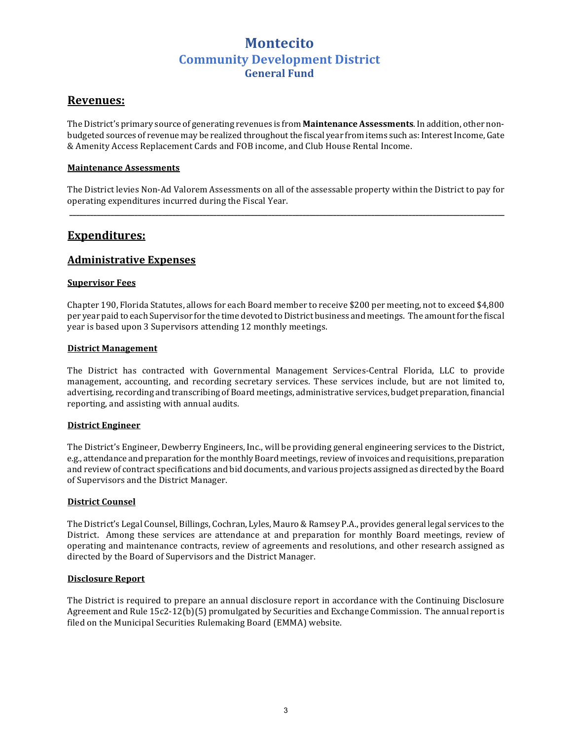# Montecito
## Community Development District
### General Fund

## Revenues:

The District's primary source of generating revenues is from **Maintenance Assessments**. In addition, other non-budgeted sources of revenue may be realized throughout the fiscal year from items such as: Interest Income, Gate & Amenity Access Replacement Cards and FOB income, and Club House Rental Income.

**Maintenance Assessments**

The District levies Non-Ad Valorem Assessments on all of the assessable property within the District to pay for operating expenditures incurred during the Fiscal Year.

---

## Expenditures:

## Administrative Expenses

**Supervisor Fees**

Chapter 190, Florida Statutes, allows for each Board member to receive $200 per meeting, not to exceed $4,800 per year paid to each Supervisor for the time devoted to District business and meetings. The amount for the fiscal year is based upon 3 Supervisors attending 12 monthly meetings.

**District Management**

The District has contracted with Governmental Management Services-Central Florida, LLC to provide management, accounting, and recording secretary services. These services include, but are not limited to, advertising, recording and transcribing of Board meetings, administrative services, budget preparation, financial reporting, and assisting with annual audits.

**District Engineer**

The District's Engineer, Dewberry Engineers, Inc., will be providing general engineering services to the District, e.g., attendance and preparation for the monthly Board meetings, review of invoices and requisitions, preparation and review of contract specifications and bid documents, and various projects assigned as directed by the Board of Supervisors and the District Manager.

**District Counsel**

The District's Legal Counsel, Billings, Cochran, Lyles, Mauro & Ramsey P.A., provides general legal services to the District. Among these services are attendance at and preparation for monthly Board meetings, review of operating and maintenance contracts, review of agreements and resolutions, and other research assigned as directed by the Board of Supervisors and the District Manager.

**Disclosure Report**

The District is required to prepare an annual disclosure report in accordance with the Continuing Disclosure Agreement and Rule 15c2-12(b)(5) promulgated by Securities and Exchange Commission. The annual report is filed on the Municipal Securities Rulemaking Board (EMMA) website.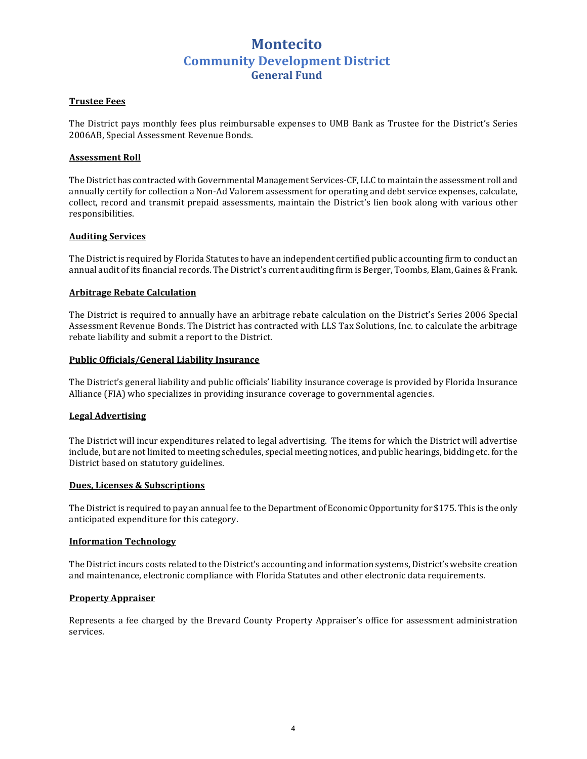# Montecito
## Community Development District
### General Fund

**Trustee Fees**

The District pays monthly fees plus reimbursable expenses to UMB Bank as Trustee for the District's Series 2006AB, Special Assessment Revenue Bonds.

**Assessment Roll**

The District has contracted with Governmental Management Services-CF, LLC to maintain the assessment roll and annually certify for collection a Non-Ad Valorem assessment for operating and debt service expenses, calculate, collect, record and transmit prepaid assessments, maintain the District's lien book along with various other responsibilities.

**Auditing Services**

The District is required by Florida Statutes to have an independent certified public accounting firm to conduct an annual audit of its financial records. The District's current auditing firm is Berger, Toombs, Elam, Gaines & Frank.

**Arbitrage Rebate Calculation**

The District is required to annually have an arbitrage rebate calculation on the District's Series 2006 Special Assessment Revenue Bonds. The District has contracted with LLS Tax Solutions, Inc. to calculate the arbitrage rebate liability and submit a report to the District.

**Public Officials/General Liability Insurance**

The District's general liability and public officials' liability insurance coverage is provided by Florida Insurance Alliance (FIA) who specializes in providing insurance coverage to governmental agencies.

**Legal Advertising**

The District will incur expenditures related to legal advertising. The items for which the District will advertise include, but are not limited to meeting schedules, special meeting notices, and public hearings, bidding etc. for the District based on statutory guidelines.

**Dues, Licenses & Subscriptions**

The District is required to pay an annual fee to the Department of Economic Opportunity for $175. This is the only anticipated expenditure for this category.

**Information Technology**

The District incurs costs related to the District's accounting and information systems, District's website creation and maintenance, electronic compliance with Florida Statutes and other electronic data requirements.

**Property Appraiser**

Represents a fee charged by the Brevard County Property Appraiser's office for assessment administration services.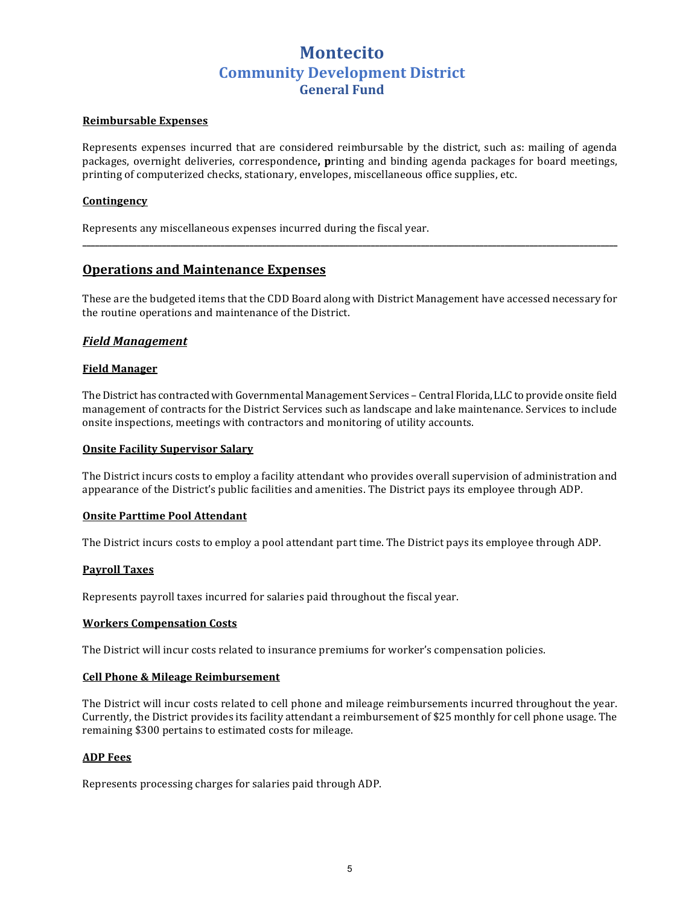# Montecito
## Community Development District
### General Fund

**Reimbursable Expenses**

Represents expenses incurred that are considered reimbursable by the district, such as: mailing of agenda packages, overnight deliveries, correspondence**, p**rinting and binding agenda packages for board meetings, printing of computerized checks, stationary, envelopes, miscellaneous office supplies, etc.

**Contingency**

Represents any miscellaneous expenses incurred during the fiscal year.

---

## Operations and Maintenance Expenses

These are the budgeted items that the CDD Board along with District Management have accessed necessary for the routine operations and maintenance of the District.

### *Field Management*

**Field Manager**

The District has contracted with Governmental Management Services – Central Florida, LLC to provide onsite field management of contracts for the District Services such as landscape and lake maintenance. Services to include onsite inspections, meetings with contractors and monitoring of utility accounts.

**Onsite Facility Supervisor Salary**

The District incurs costs to employ a facility attendant who provides overall supervision of administration and appearance of the District's public facilities and amenities. The District pays its employee through ADP.

**Onsite Parttime Pool Attendant**

The District incurs costs to employ a pool attendant part time. The District pays its employee through ADP.

**Payroll Taxes**

Represents payroll taxes incurred for salaries paid throughout the fiscal year.

**Workers Compensation Costs**

The District will incur costs related to insurance premiums for worker's compensation policies.

**Cell Phone & Mileage Reimbursement**

The District will incur costs related to cell phone and mileage reimbursements incurred throughout the year. Currently, the District provides its facility attendant a reimbursement of $25 monthly for cell phone usage. The remaining $300 pertains to estimated costs for mileage.

**ADP Fees**

Represents processing charges for salaries paid through ADP.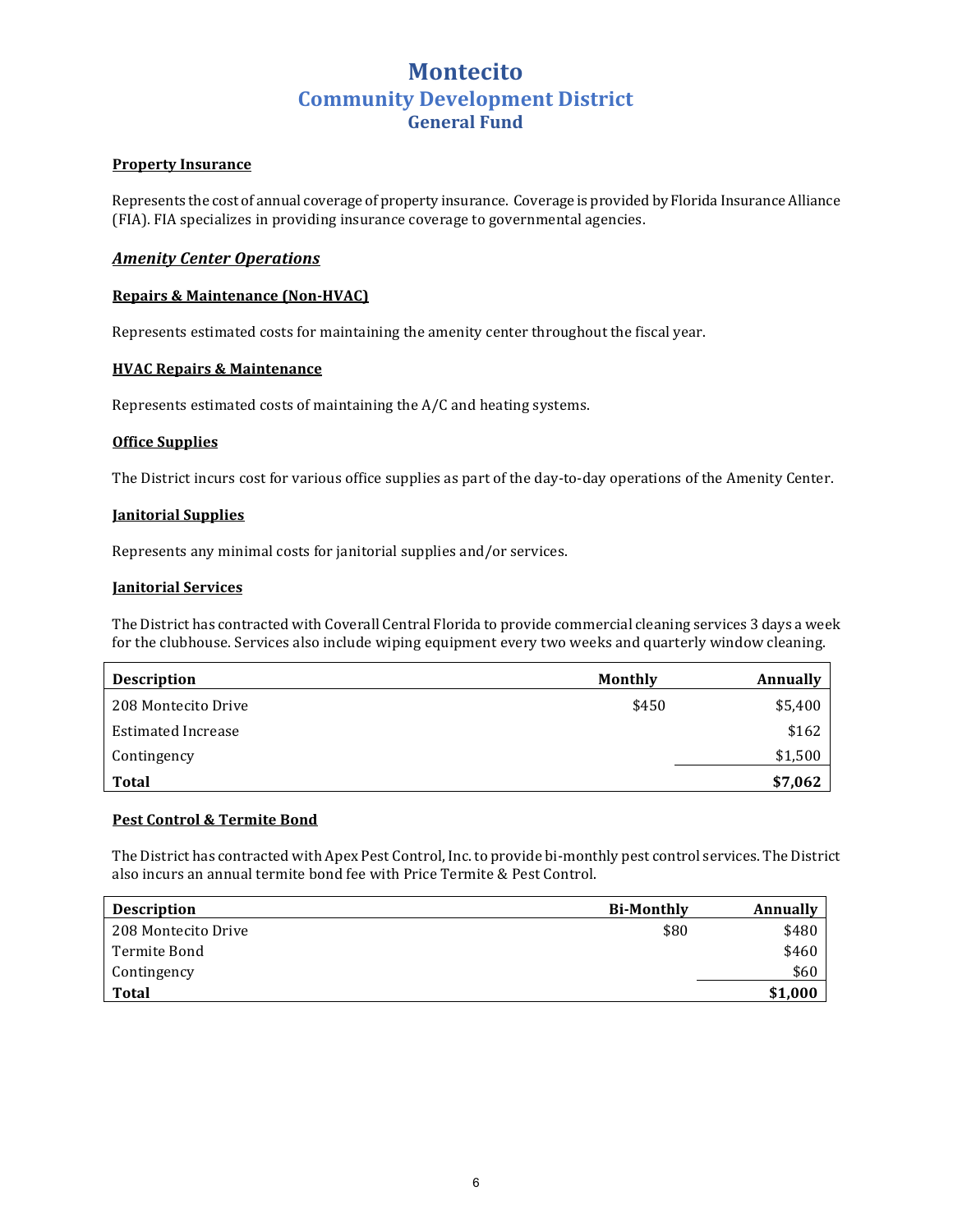# Montecito
## Community Development District
### General Fund

**Property Insurance**

Represents the cost of annual coverage of property insurance. Coverage is provided by Florida Insurance Alliance (FIA). FIA specializes in providing insurance coverage to governmental agencies.

***Amenity Center Operations***

**Repairs & Maintenance (Non-HVAC)**

Represents estimated costs for maintaining the amenity center throughout the fiscal year.

**HVAC Repairs & Maintenance**

Represents estimated costs of maintaining the A/C and heating systems.

**Office Supplies**

The District incurs cost for various office supplies as part of the day-to-day operations of the Amenity Center.

**Janitorial Supplies**

Represents any minimal costs for janitorial supplies and/or services.

**Janitorial Services**

The District has contracted with Coverall Central Florida to provide commercial cleaning services 3 days a week for the clubhouse. Services also include wiping equipment every two weeks and quarterly window cleaning.

| Description | Monthly | Annually |
|---|---|---|
| 208 Montecito Drive | $450 | $5,400 |
| Estimated Increase | | $162 |
| Contingency | | $1,500 |
| **Total** | | **$7,062** |

**Pest Control & Termite Bond**

The District has contracted with Apex Pest Control, Inc. to provide bi-monthly pest control services. The District also incurs an annual termite bond fee with Price Termite & Pest Control.

| Description | Bi-Monthly | Annually |
|---|---|---|
| 208 Montecito Drive | $80 | $480 |
| Termite Bond | | $460 |
| Contingency | | $60 |
| **Total** | | **$1,000** |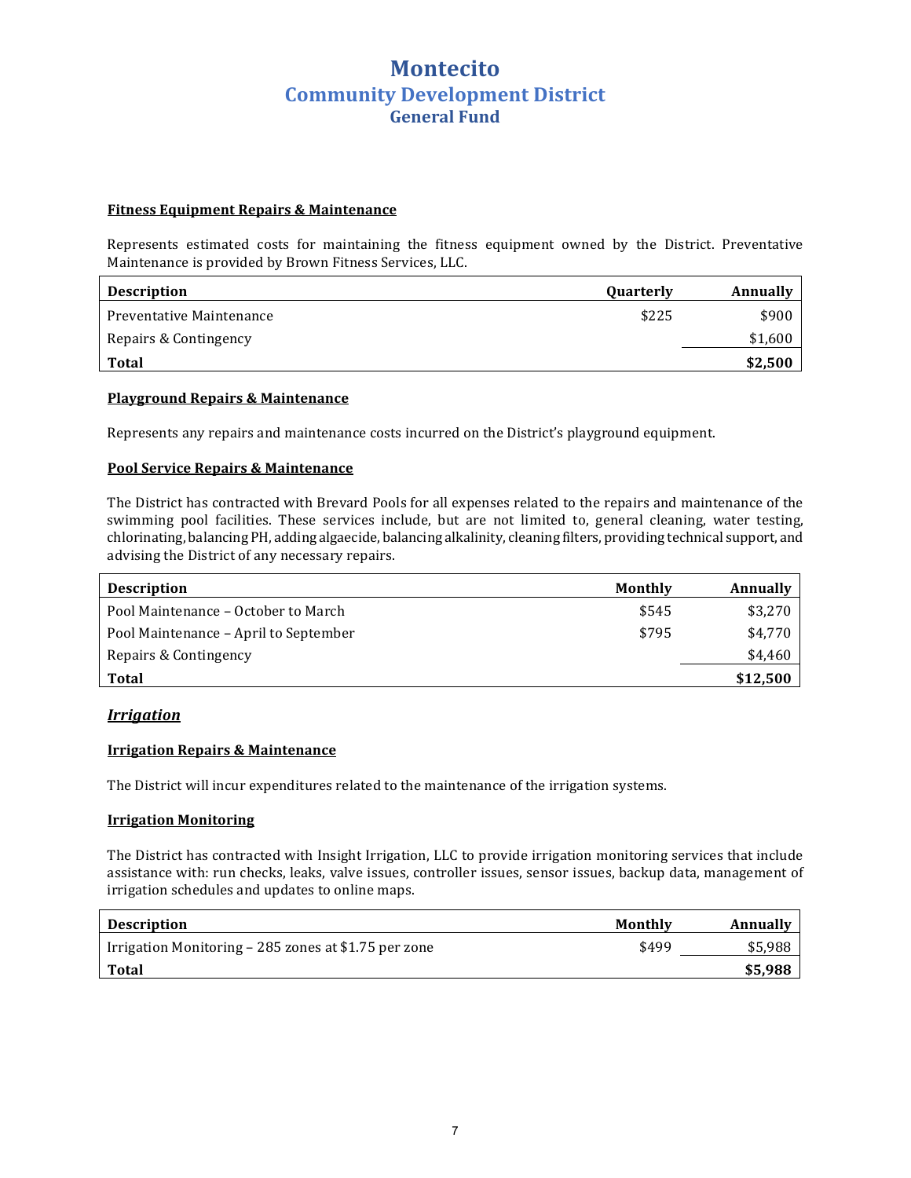# Montecito
## Community Development District
### General Fund

**Fitness Equipment Repairs & Maintenance**

Represents estimated costs for maintaining the fitness equipment owned by the District. Preventative Maintenance is provided by Brown Fitness Services, LLC.

| Description | Quarterly | Annually |
|---|---|---|
| Preventative Maintenance | $225 | $900 |
| Repairs & Contingency | | $1,600 |
| **Total** | | **$2,500** |

**Playground Repairs & Maintenance**

Represents any repairs and maintenance costs incurred on the District's playground equipment.

**Pool Service Repairs & Maintenance**

The District has contracted with Brevard Pools for all expenses related to the repairs and maintenance of the swimming pool facilities. These services include, but are not limited to, general cleaning, water testing, chlorinating, balancing PH, adding algaecide, balancing alkalinity, cleaning filters, providing technical support, and advising the District of any necessary repairs.

| Description | Monthly | Annually |
|---|---|---|
| Pool Maintenance – October to March | $545 | $3,270 |
| Pool Maintenance – April to September | $795 | $4,770 |
| Repairs & Contingency | | $4,460 |
| **Total** | | **$12,500** |

***Irrigation***

**Irrigation Repairs & Maintenance**

The District will incur expenditures related to the maintenance of the irrigation systems.

**Irrigation Monitoring**

The District has contracted with Insight Irrigation, LLC to provide irrigation monitoring services that include assistance with: run checks, leaks, valve issues, controller issues, sensor issues, backup data, management of irrigation schedules and updates to online maps.

| Description | Monthly | Annually |
|---|---|---|
| Irrigation Monitoring – 285 zones at $1.75 per zone | $499 | $5,988 |
| **Total** | | **$5,988** |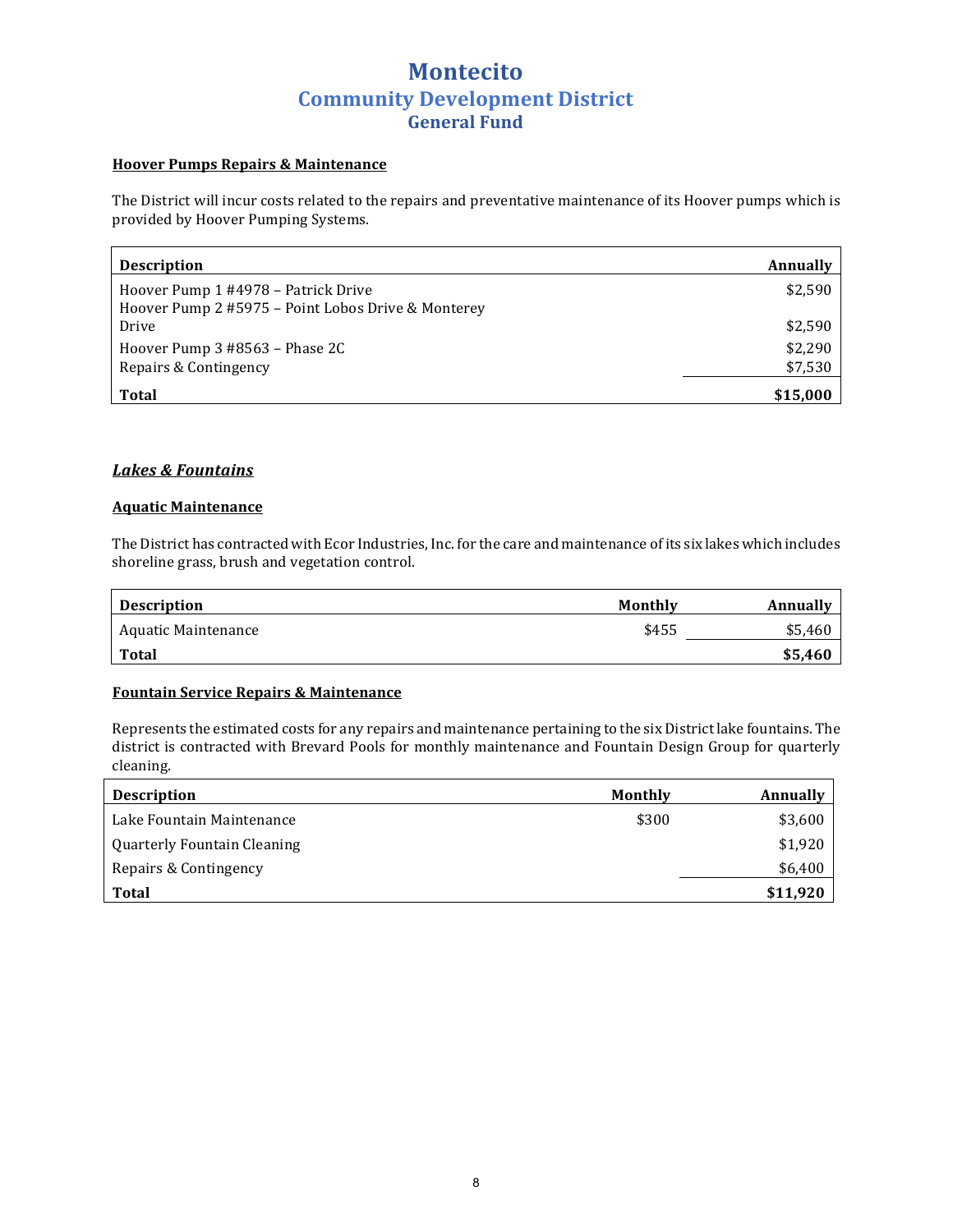# Montecito
## Community Development District
### General Fund

**Hoover Pumps Repairs & Maintenance**

The District will incur costs related to the repairs and preventative maintenance of its Hoover pumps which is provided by Hoover Pumping Systems.

| Description | Annually |
|---|---|
| Hoover Pump 1 #4978 – Patrick Drive | $2,590 |
| Hoover Pump 2 #5975 – Point Lobos Drive & Monterey Drive | $2,590 |
| Hoover Pump 3 #8563 – Phase 2C | $2,290 |
| Repairs & Contingency | $7,530 |
| **Total** | **$15,000** |

***Lakes & Fountains***

**Aquatic Maintenance**

The District has contracted with Ecor Industries, Inc. for the care and maintenance of its six lakes which includes shoreline grass, brush and vegetation control.

| Description | Monthly | Annually |
|---|---|---|
| Aquatic Maintenance | $455 | $5,460 |
| **Total** | | **$5,460** |

**Fountain Service Repairs & Maintenance**

Represents the estimated costs for any repairs and maintenance pertaining to the six District lake fountains. The district is contracted with Brevard Pools for monthly maintenance and Fountain Design Group for quarterly cleaning.

| Description | Monthly | Annually |
|---|---|---|
| Lake Fountain Maintenance | $300 | $3,600 |
| Quarterly Fountain Cleaning | | $1,920 |
| Repairs & Contingency | | $6,400 |
| **Total** | | **$11,920** |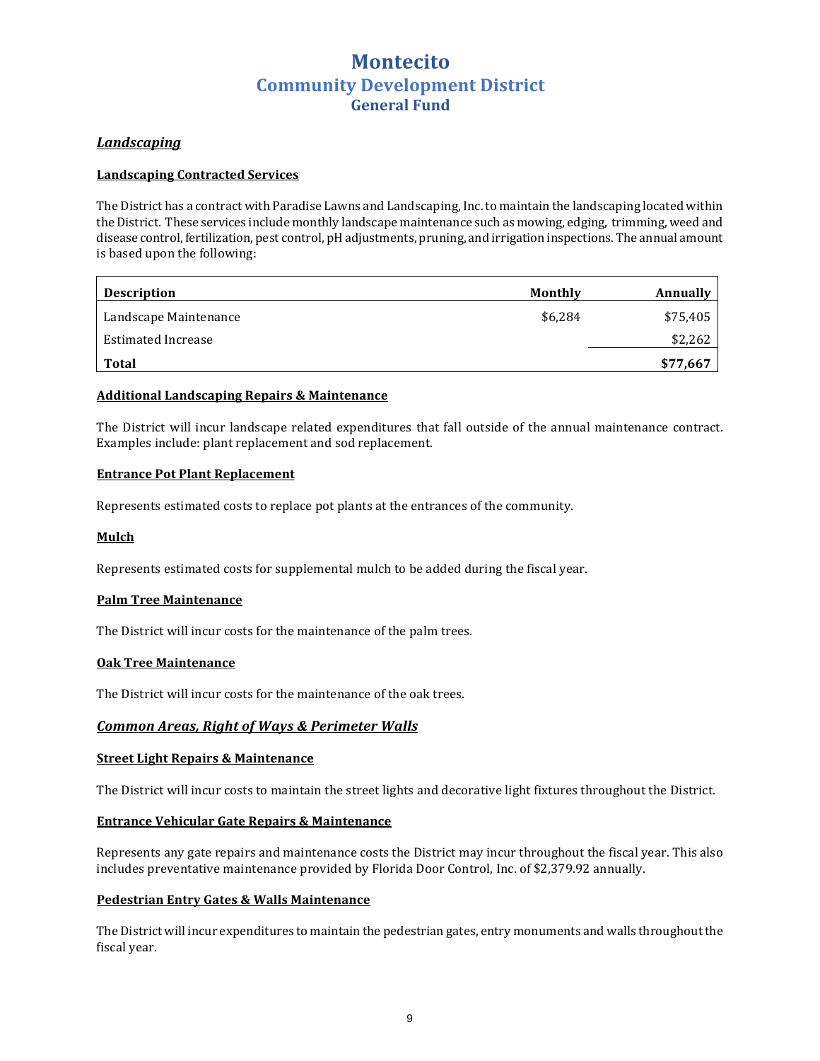# Montecito
## Community Development District
### General Fund

### *Landscaping*

**Landscaping Contracted Services**

The District has a contract with Paradise Lawns and Landscaping, Inc. to maintain the landscaping located within the District. These services include monthly landscape maintenance such as mowing, edging, trimming, weed and disease control, fertilization, pest control, pH adjustments, pruning, and irrigation inspections. The annual amount is based upon the following:

| Description | Monthly | Annually |
|---|---|---|
| Landscape Maintenance | $6,284 | $75,405 |
| Estimated Increase | | $2,262 |
| **Total** | | **$77,667** |

**Additional Landscaping Repairs & Maintenance**

The District will incur landscape related expenditures that fall outside of the annual maintenance contract. Examples include: plant replacement and sod replacement.

**Entrance Pot Plant Replacement**

Represents estimated costs to replace pot plants at the entrances of the community.

**Mulch**

Represents estimated costs for supplemental mulch to be added during the fiscal year.

**Palm Tree Maintenance**

The District will incur costs for the maintenance of the palm trees.

**Oak Tree Maintenance**

The District will incur costs for the maintenance of the oak trees.

### *Common Areas, Right of Ways & Perimeter Walls*

**Street Light Repairs & Maintenance**

The District will incur costs to maintain the street lights and decorative light fixtures throughout the District.

**Entrance Vehicular Gate Repairs & Maintenance**

Represents any gate repairs and maintenance costs the District may incur throughout the fiscal year. This also includes preventative maintenance provided by Florida Door Control, Inc. of $2,379.92 annually.

**Pedestrian Entry Gates & Walls Maintenance**

The District will incur expenditures to maintain the pedestrian gates, entry monuments and walls throughout the fiscal year.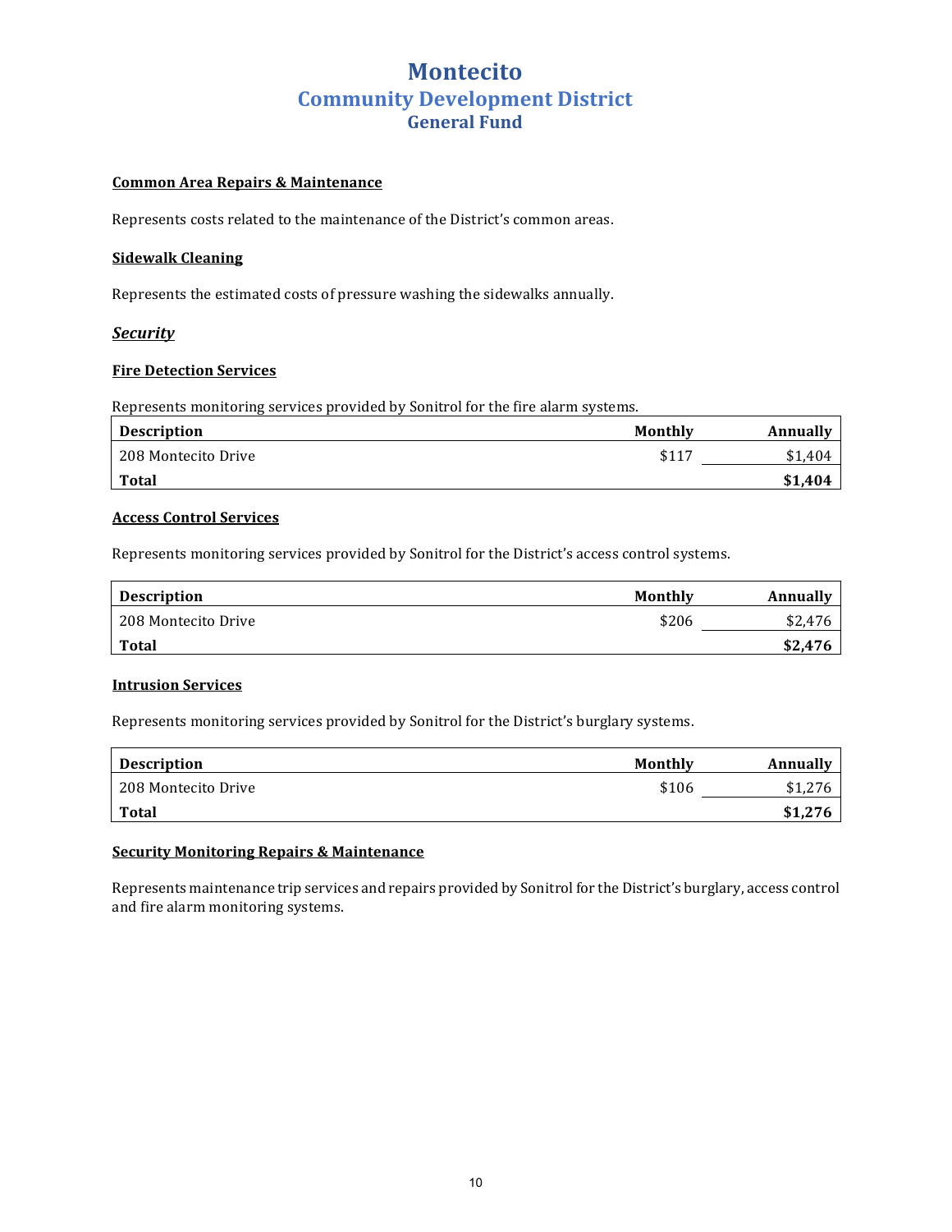# Montecito
## Community Development District
### General Fund

**Common Area Repairs & Maintenance**

Represents costs related to the maintenance of the District's common areas.

**Sidewalk Cleaning**

Represents the estimated costs of pressure washing the sidewalks annually.

***Security***

**Fire Detection Services**

Represents monitoring services provided by Sonitrol for the fire alarm systems.

| Description | Monthly | Annually |
|---|---|---|
| 208 Montecito Drive | $117 | $1,404 |
| **Total** | | **$1,404** |

**Access Control Services**

Represents monitoring services provided by Sonitrol for the District's access control systems.

| Description | Monthly | Annually |
|---|---|---|
| 208 Montecito Drive | $206 | $2,476 |
| **Total** | | **$2,476** |

**Intrusion Services**

Represents monitoring services provided by Sonitrol for the District's burglary systems.

| Description | Monthly | Annually |
|---|---|---|
| 208 Montecito Drive | $106 | $1,276 |
| **Total** | | **$1,276** |

**Security Monitoring Repairs & Maintenance**

Represents maintenance trip services and repairs provided by Sonitrol for the District's burglary, access control and fire alarm monitoring systems.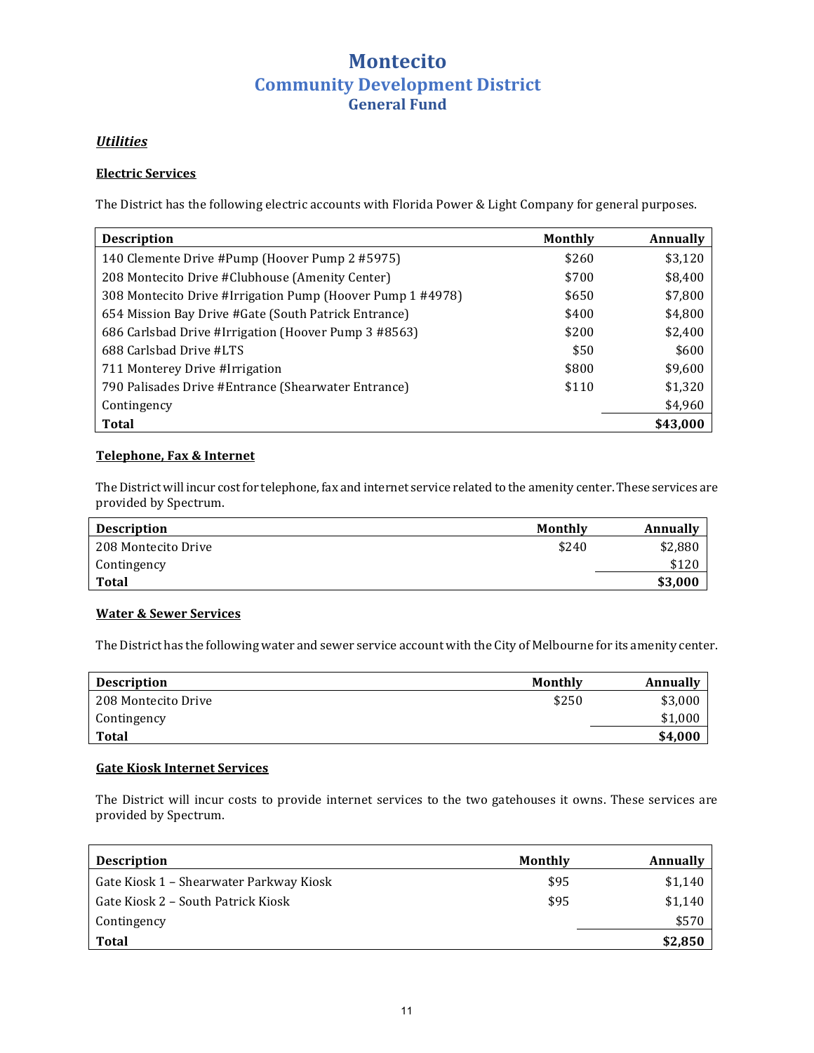# Montecito
## Community Development District
### General Fund

***Utilities***

**Electric Services**

The District has the following electric accounts with Florida Power & Light Company for general purposes.

| Description | Monthly | Annually |
|---|---|---|
| 140 Clemente Drive #Pump (Hoover Pump 2 #5975) | $260 | $3,120 |
| 208 Montecito Drive #Clubhouse (Amenity Center) | $700 | $8,400 |
| 308 Montecito Drive #Irrigation Pump (Hoover Pump 1 #4978) | $650 | $7,800 |
| 654 Mission Bay Drive #Gate (South Patrick Entrance) | $400 | $4,800 |
| 686 Carlsbad Drive #Irrigation (Hoover Pump 3 #8563) | $200 | $2,400 |
| 688 Carlsbad Drive #LTS | $50 | $600 |
| 711 Monterey Drive #Irrigation | $800 | $9,600 |
| 790 Palisades Drive #Entrance (Shearwater Entrance) | $110 | $1,320 |
| Contingency | | $4,960 |
| **Total** | | **$43,000** |

**Telephone, Fax & Internet**

The District will incur cost for telephone, fax and internet service related to the amenity center. These services are provided by Spectrum.

| Description | Monthly | Annually |
|---|---|---|
| 208 Montecito Drive | $240 | $2,880 |
| Contingency | | $120 |
| **Total** | | **$3,000** |

**Water & Sewer Services**

The District has the following water and sewer service account with the City of Melbourne for its amenity center.

| Description | Monthly | Annually |
|---|---|---|
| 208 Montecito Drive | $250 | $3,000 |
| Contingency | | $1,000 |
| **Total** | | **$4,000** |

**Gate Kiosk Internet Services**

The District will incur costs to provide internet services to the two gatehouses it owns. These services are provided by Spectrum.

| Description | Monthly | Annually |
|---|---|---|
| Gate Kiosk 1 – Shearwater Parkway Kiosk | $95 | $1,140 |
| Gate Kiosk 2 – South Patrick Kiosk | $95 | $1,140 |
| Contingency | | $570 |
| **Total** | | **$2,850** |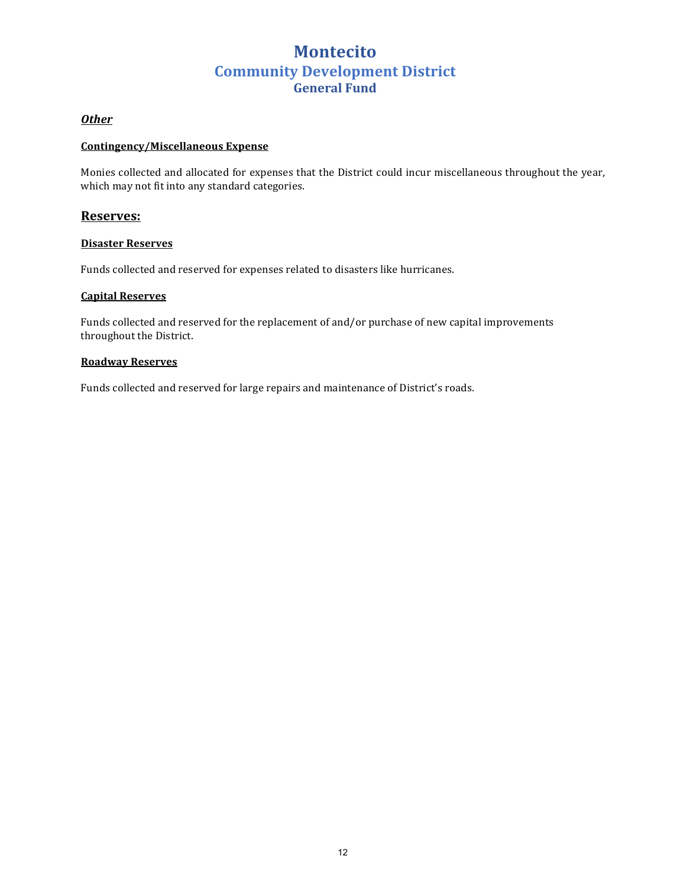# Montecito
## Community Development District
### General Fund

***Other***

**Contingency/Miscellaneous Expense**

Monies collected and allocated for expenses that the District could incur miscellaneous throughout the year, which may not fit into any standard categories.

## Reserves:

**Disaster Reserves**

Funds collected and reserved for expenses related to disasters like hurricanes.

**Capital Reserves**

Funds collected and reserved for the replacement of and/or purchase of new capital improvements throughout the District.

**Roadway Reserves**

Funds collected and reserved for large repairs and maintenance of District's roads.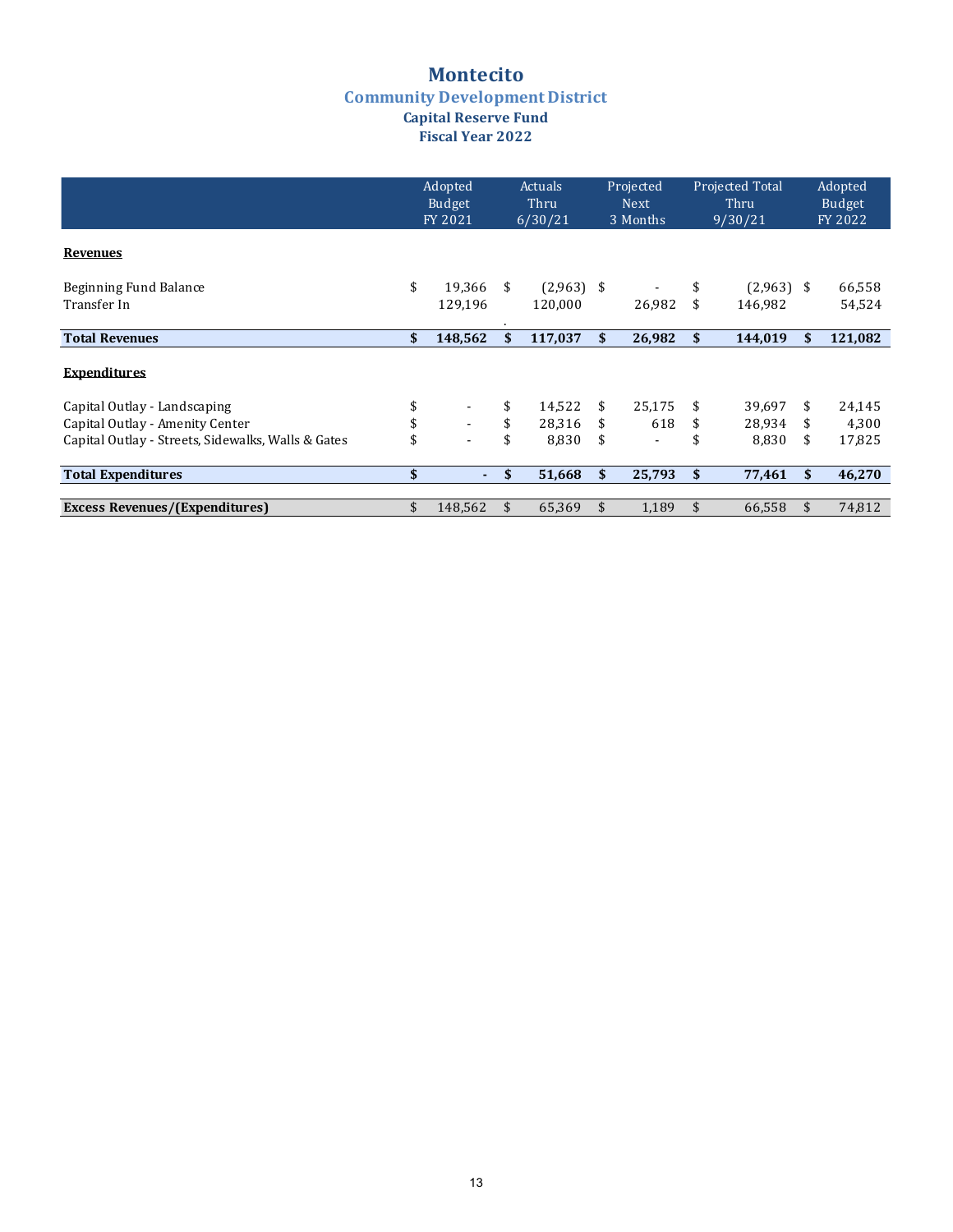# Montecito

## Community Development District

### Capital Reserve Fund

### Fiscal Year 2022

| | Adopted Budget FY 2021 | Actuals Thru 6/30/21 | Projected Next 3 Months | Projected Total Thru 9/30/21 | Adopted Budget FY 2022 |
|---|---|---|---|---|---|
| **Revenues** | | | | | |
| Beginning Fund Balance | $ 19,366 | $ (2,963) | $ - | $ (2,963) | $ 66,558 |
| Transfer In | 129,196 | 120,000 | 26,982 | $ 146,982 | 54,524 |
| **Total Revenues** | **$ 148,562** | **$ 117,037** | **$ 26,982** | **$ 144,019** | **$ 121,082** |
| **Expenditures** | | | | | |
| Capital Outlay - Landscaping | $ - | $ 14,522 | $ 25,175 | $ 39,697 | $ 24,145 |
| Capital Outlay - Amenity Center | $ - | $ 28,316 | $ 618 | $ 28,934 | $ 4,300 |
| Capital Outlay - Streets, Sidewalks, Walls & Gates | $ - | $ 8,830 | $ - | $ 8,830 | $ 17,825 |
| **Total Expenditures** | **$ -** | **$ 51,668** | **$ 25,793** | **$ 77,461** | **$ 46,270** |
| **Excess Revenues/(Expenditures)** | $ 148,562 | $ 65,369 | $ 1,189 | $ 66,558 | $ 74,812 |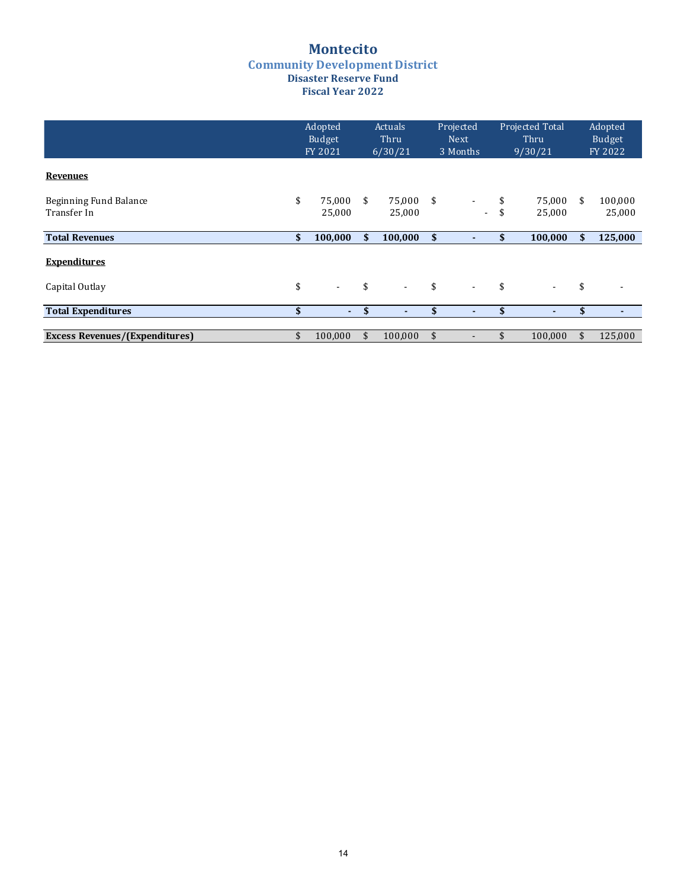# Montecito

## Community Development District

### Disaster Reserve Fund

### Fiscal Year 2022

| | Adopted Budget FY 2021 | Actuals Thru 6/30/21 | Projected Next 3 Months | Projected Total Thru 9/30/21 | Adopted Budget FY 2022 |
|---|---|---|---|---|---|
| **Revenues** | | | | | |
| Beginning Fund Balance | $ 75,000 | $ 75,000 | $ - | $ 75,000 | $ 100,000 |
| Transfer In | 25,000 | 25,000 | - | $ 25,000 | 25,000 |
| **Total Revenues** | **$ 100,000** | **$ 100,000** | **$ -** | **$ 100,000** | **$ 125,000** |
| **Expenditures** | | | | | |
| Capital Outlay | $ - | $ - | $ - | $ - | $ - |
| **Total Expenditures** | **$ -** | **$ -** | **$ -** | **$ -** | **$ -** |
| **Excess Revenues/(Expenditures)** | $ 100,000 | $ 100,000 | $ - | $ 100,000 | $ 125,000 |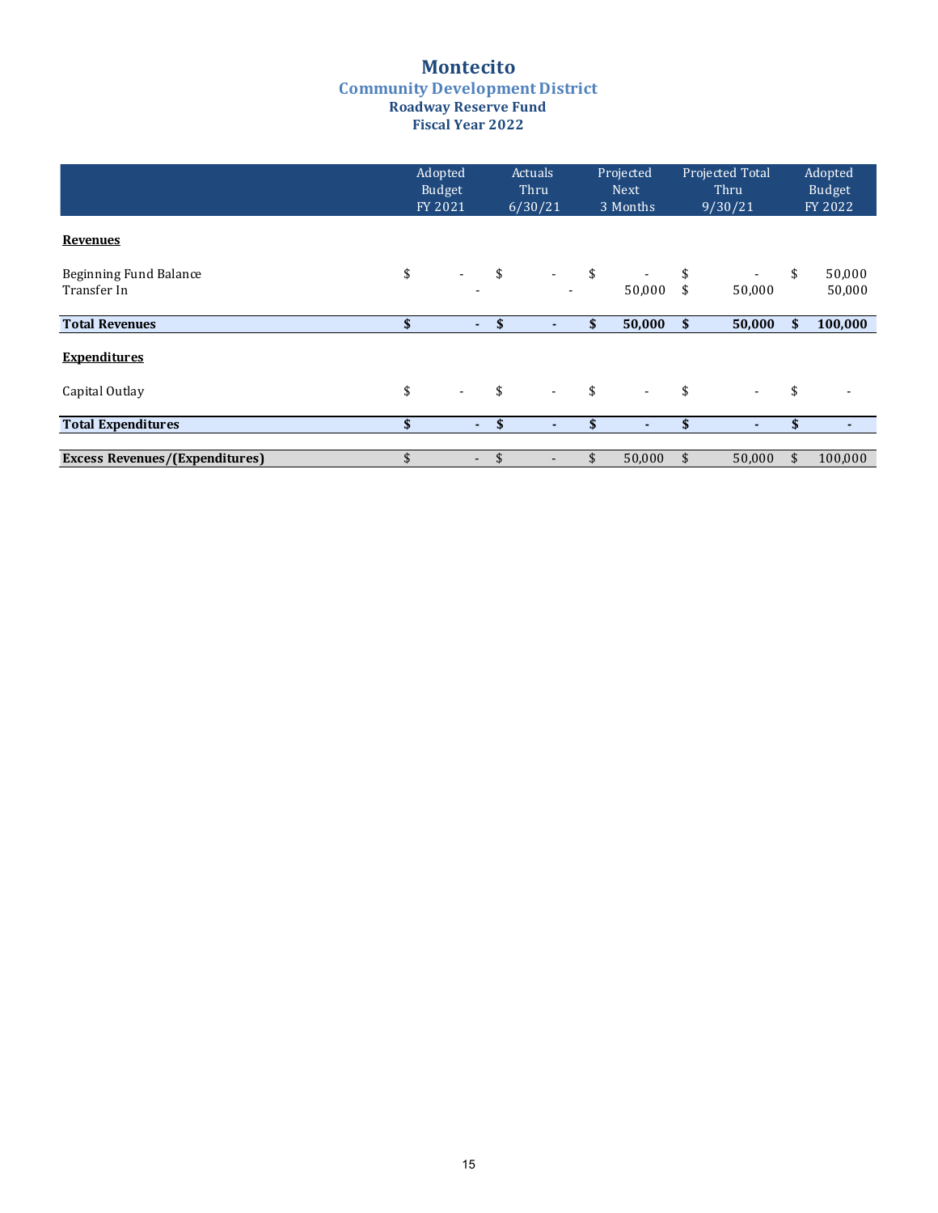# Montecito

## Community Development District

### Roadway Reserve Fund

### Fiscal Year 2022

| | Adopted Budget FY 2021 | Actuals Thru 6/30/21 | Projected Next 3 Months | Projected Total Thru 9/30/21 | Adopted Budget FY 2022 |
|---|---|---|---|---|---|
| **Revenues** | | | | | |
| Beginning Fund Balance | $ - | $ - | $ - | $ - | $ 50,000 |
| Transfer In | - | - | 50,000 | $ 50,000 | 50,000 |
| **Total Revenues** | **$ -** | **$ -** | **$ 50,000** | **$ 50,000** | **$ 100,000** |
| **Expenditures** | | | | | |
| Capital Outlay | $ - | $ - | $ - | $ - | $ - |
| **Total Expenditures** | **$ -** | **$ -** | **$ -** | **$ -** | **$ -** |
| **Excess Revenues/(Expenditures)** | $ - | $ - | $ 50,000 | $ 50,000 | $ 100,000 |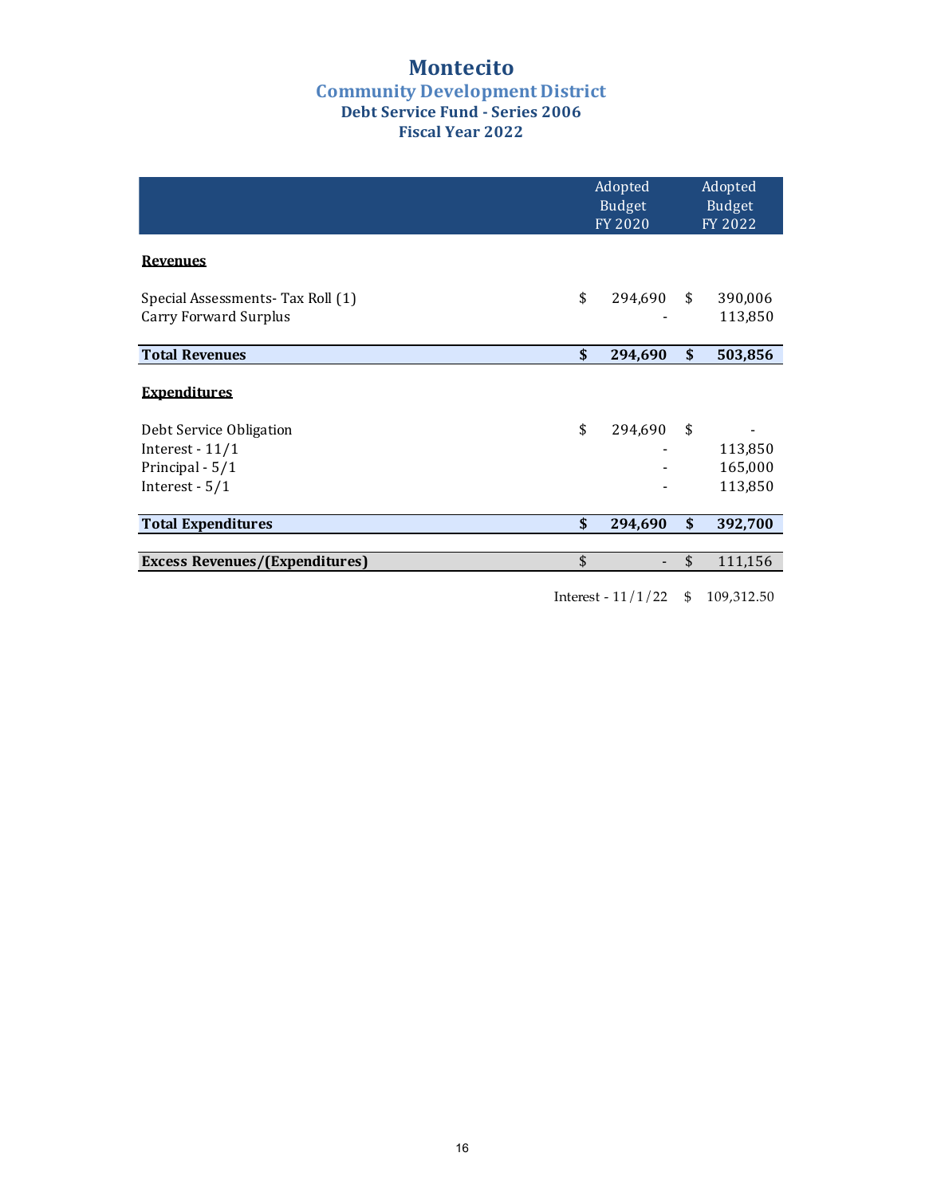# Montecito

## Community Development District

### Debt Service Fund - Series 2006

### Fiscal Year 2022

| | Adopted Budget FY 2020 | Adopted Budget FY 2022 |
|---|---|---|
| **Revenues** | | |
| Special Assessments- Tax Roll (1) | $ 294,690 | $ 390,006 |
| Carry Forward Surplus | - | 113,850 |
| **Total Revenues** | **$ 294,690** | **$ 503,856** |
| **Expenditures** | | |
| Debt Service Obligation | $ 294,690 | $ - |
| Interest - 11/1 | - | 113,850 |
| Principal - 5/1 | - | 165,000 |
| Interest - 5/1 | - | 113,850 |
| **Total Expenditures** | **$ 294,690** | **$ 392,700** |
| **Excess Revenues/(Expenditures)** | $ - | $ 111,156 |
| | Interest - 11/1/22 | $ 109,312.50 |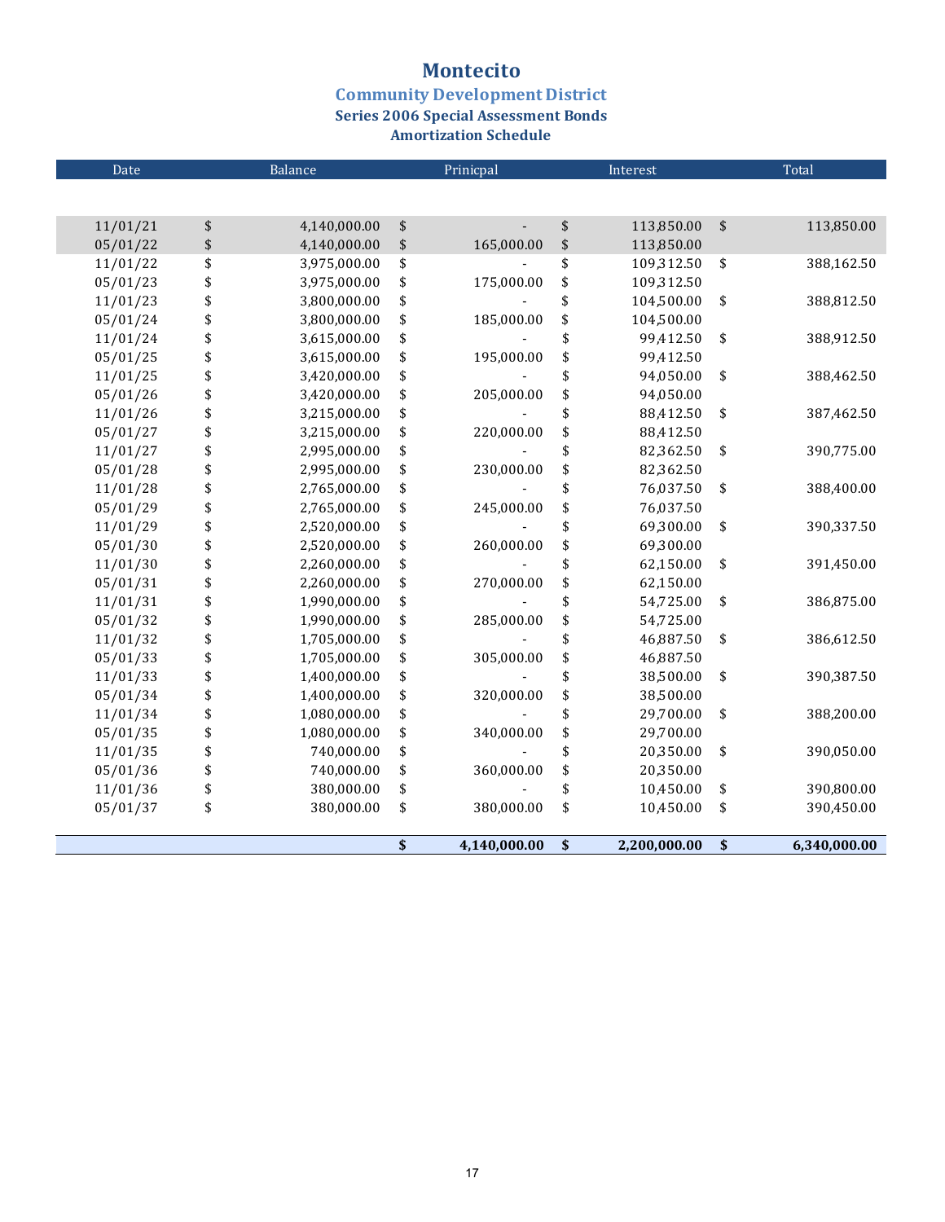# Montecito

## Community Development District

### Series 2006 Special Assessment Bonds

### Amortization Schedule

| Date | Balance | Prinicpal | Interest | Total |
|---|---|---|---|---|
| 11/01/21 | $ 4,140,000.00 | $ - | $ 113,850.00 | $ 113,850.00 |
| 05/01/22 | $ 4,140,000.00 | $ 165,000.00 | $ 113,850.00 | |
| 11/01/22 | $ 3,975,000.00 | $ - | $ 109,312.50 | $ 388,162.50 |
| 05/01/23 | $ 3,975,000.00 | $ 175,000.00 | $ 109,312.50 | |
| 11/01/23 | $ 3,800,000.00 | $ - | $ 104,500.00 | $ 388,812.50 |
| 05/01/24 | $ 3,800,000.00 | $ 185,000.00 | $ 104,500.00 | |
| 11/01/24 | $ 3,615,000.00 | $ - | $ 99,412.50 | $ 388,912.50 |
| 05/01/25 | $ 3,615,000.00 | $ 195,000.00 | $ 99,412.50 | |
| 11/01/25 | $ 3,420,000.00 | $ - | $ 94,050.00 | $ 388,462.50 |
| 05/01/26 | $ 3,420,000.00 | $ 205,000.00 | $ 94,050.00 | |
| 11/01/26 | $ 3,215,000.00 | $ - | $ 88,412.50 | $ 387,462.50 |
| 05/01/27 | $ 3,215,000.00 | $ 220,000.00 | $ 88,412.50 | |
| 11/01/27 | $ 2,995,000.00 | $ - | $ 82,362.50 | $ 390,775.00 |
| 05/01/28 | $ 2,995,000.00 | $ 230,000.00 | $ 82,362.50 | |
| 11/01/28 | $ 2,765,000.00 | $ - | $ 76,037.50 | $ 388,400.00 |
| 05/01/29 | $ 2,765,000.00 | $ 245,000.00 | $ 76,037.50 | |
| 11/01/29 | $ 2,520,000.00 | $ - | $ 69,300.00 | $ 390,337.50 |
| 05/01/30 | $ 2,520,000.00 | $ 260,000.00 | $ 69,300.00 | |
| 11/01/30 | $ 2,260,000.00 | $ - | $ 62,150.00 | $ 391,450.00 |
| 05/01/31 | $ 2,260,000.00 | $ 270,000.00 | $ 62,150.00 | |
| 11/01/31 | $ 1,990,000.00 | $ - | $ 54,725.00 | $ 386,875.00 |
| 05/01/32 | $ 1,990,000.00 | $ 285,000.00 | $ 54,725.00 | |
| 11/01/32 | $ 1,705,000.00 | $ - | $ 46,887.50 | $ 386,612.50 |
| 05/01/33 | $ 1,705,000.00 | $ 305,000.00 | $ 46,887.50 | |
| 11/01/33 | $ 1,400,000.00 | $ - | $ 38,500.00 | $ 390,387.50 |
| 05/01/34 | $ 1,400,000.00 | $ 320,000.00 | $ 38,500.00 | |
| 11/01/34 | $ 1,080,000.00 | $ - | $ 29,700.00 | $ 388,200.00 |
| 05/01/35 | $ 1,080,000.00 | $ 340,000.00 | $ 29,700.00 | |
| 11/01/35 | $ 740,000.00 | $ - | $ 20,350.00 | $ 390,050.00 |
| 05/01/36 | $ 740,000.00 | $ 360,000.00 | $ 20,350.00 | |
| 11/01/36 | $ 380,000.00 | $ - | $ 10,450.00 | $ 390,800.00 |
| 05/01/37 | $ 380,000.00 | $ 380,000.00 | $ 10,450.00 | $ 390,450.00 |
| | | **$ 4,140,000.00** | **$ 2,200,000.00** | **$ 6,340,000.00** |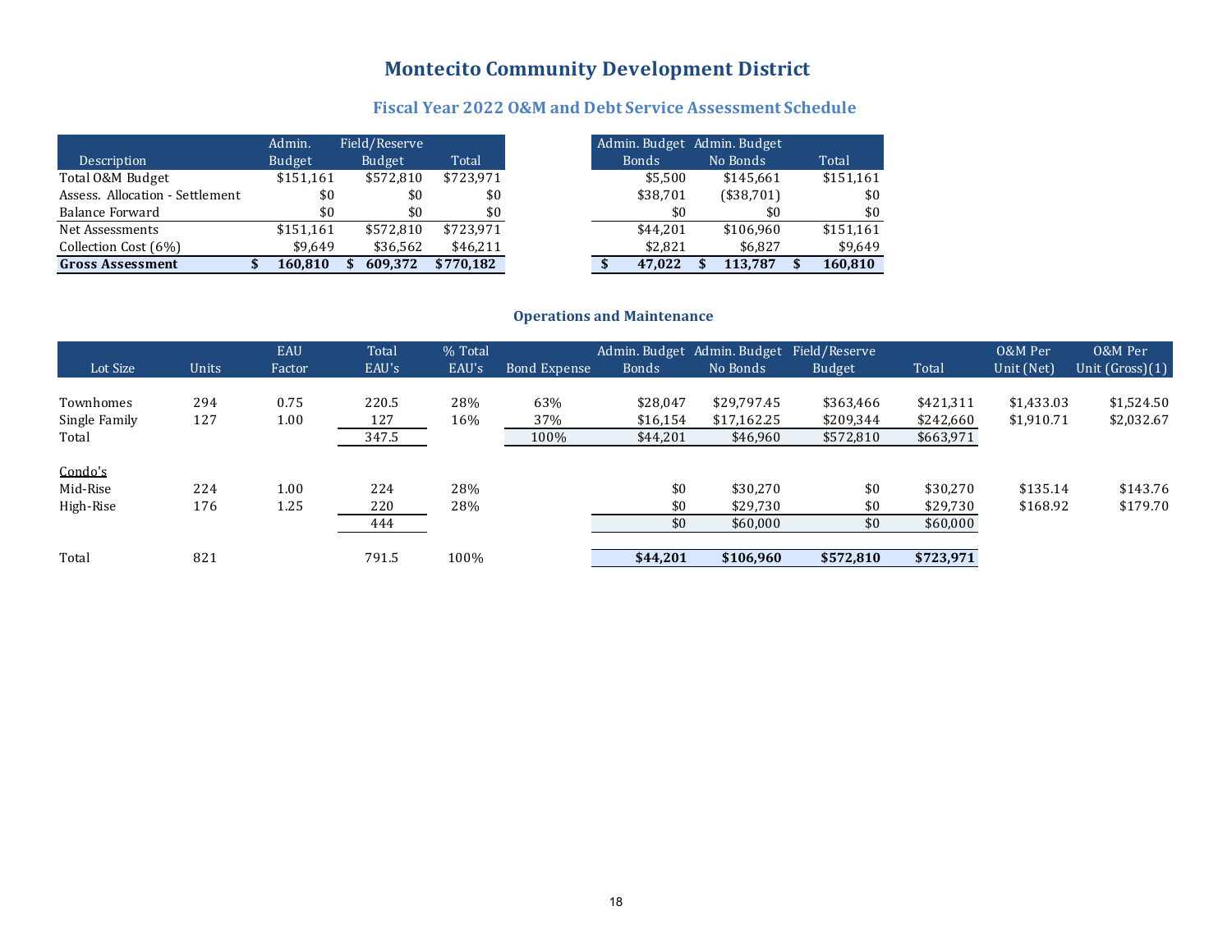# Montecito Community Development District

## Fiscal Year 2022 O&M and Debt Service Assessment Schedule

| Description | Admin. Budget | Field/Reserve Budget | Total |
|---|---|---|---|
| Total O&M Budget | $151,161 | $572,810 | $723,971 |
| Assess. Allocation - Settlement | $0 | $0 | $0 |
| Balance Forward | $0 | $0 | $0 |
| Net Assessments | $151,161 | $572,810 | $723,971 |
| Collection Cost (6%) | $9,649 | $36,562 | $46,211 |
| **Gross Assessment** | **$ 160,810** | **$ 609,372** | **$770,182** |

| Admin. Budget Bonds | Admin. Budget No Bonds | Total |
|---|---|---|
| $5,500 | $145,661 | $151,161 |
| $38,701 | ($38,701) | $0 |
| $0 | $0 | $0 |
| $44,201 | $106,960 | $151,161 |
| $2,821 | $6,827 | $9,649 |
| **$ 47,022** | **$ 113,787** | **$ 160,810** |

### Operations and Maintenance

| Lot Size | Units | EAU Factor | Total EAU's | % Total EAU's | Bond Expense | Admin. Budget Bonds | Admin. Budget No Bonds | Field/Reserve Budget | Total | O&M Per Unit (Net) | O&M Per Unit (Gross)(1) |
|---|---|---|---|---|---|---|---|---|---|---|---|
| Townhomes | 294 | 0.75 | 220.5 | 28% | 63% | $28,047 | $29,797.45 | $363,466 | $421,311 | $1,433.03 | $1,524.50 |
| Single Family | 127 | 1.00 | 127 | 16% | 37% | $16,154 | $17,162.25 | $209,344 | $242,660 | $1,910.71 | $2,032.67 |
| Total | | | 347.5 | | 100% | $44,201 | $46,960 | $572,810 | $663,971 | | |
| Condo's | | | | | | | | | | | |
| Mid-Rise | 224 | 1.00 | 224 | 28% | | $0 | $30,270 | $0 | $30,270 | $135.14 | $143.76 |
| High-Rise | 176 | 1.25 | 220 | 28% | | $0 | $29,730 | $0 | $29,730 | $168.92 | $179.70 |
| | | | 444 | | | $0 | $60,000 | $0 | $60,000 | | |
| Total | 821 | | 791.5 | 100% | | **$44,201** | **$106,960** | **$572,810** | **$723,971** | | |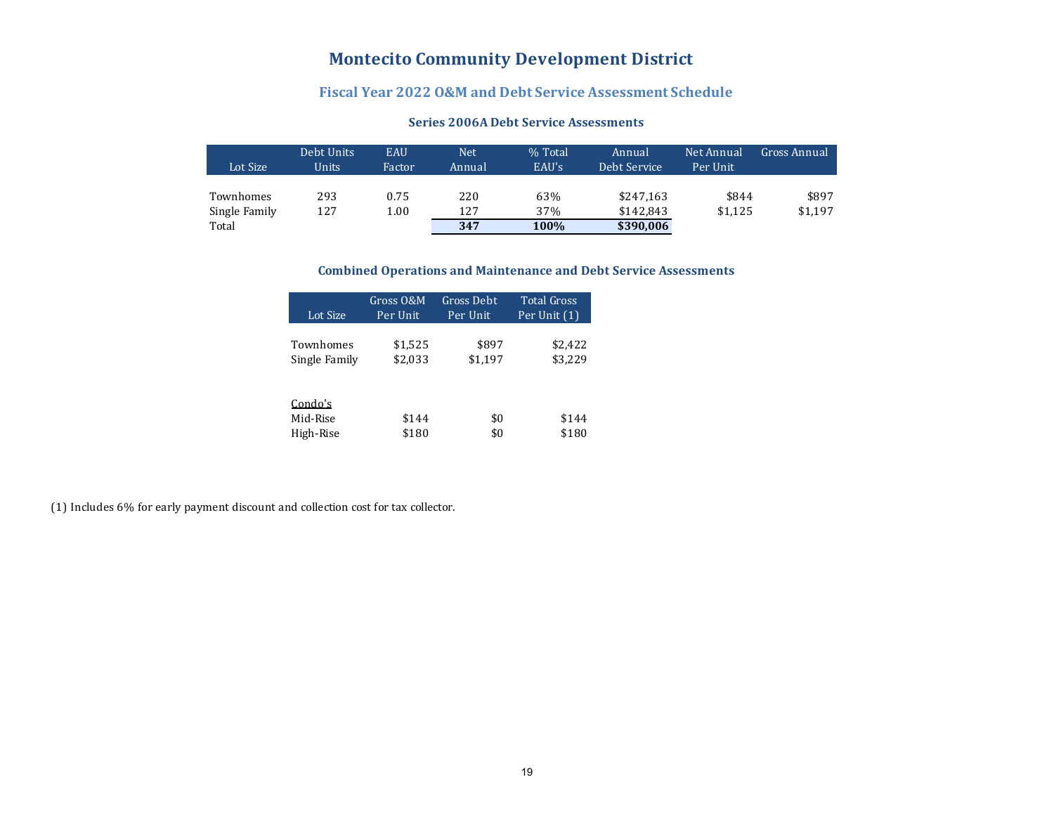# Montecito Community Development District

## Fiscal Year 2022 O&M and Debt Service Assessment Schedule

### Series 2006A Debt Service Assessments

| Lot Size | Debt Units Units | EAU Factor | Net Annual | % Total EAU's | Annual Debt Service | Net Annual Per Unit | Gross Annual |
|---|---|---|---|---|---|---|---|
| Townhomes | 293 | 0.75 | 220 | 63% | $247,163 | $844 | $897 |
| Single Family | 127 | 1.00 | 127 | 37% | $142,843 | $1,125 | $1,197 |
| Total | | | **347** | **100%** | **$390,006** | | |

### Combined Operations and Maintenance and Debt Service Assessments

| Lot Size | Gross O&M Per Unit | Gross Debt Per Unit | Total Gross Per Unit (1) |
|---|---|---|---|
| Townhomes | $1,525 | $897 | $2,422 |
| Single Family | $2,033 | $1,197 | $3,229 |
| Condo's | | | |
| Mid-Rise | $144 | $0 | $144 |
| High-Rise | $180 | $0 | $180 |

(1) Includes 6% for early payment discount and collection cost for tax collector.